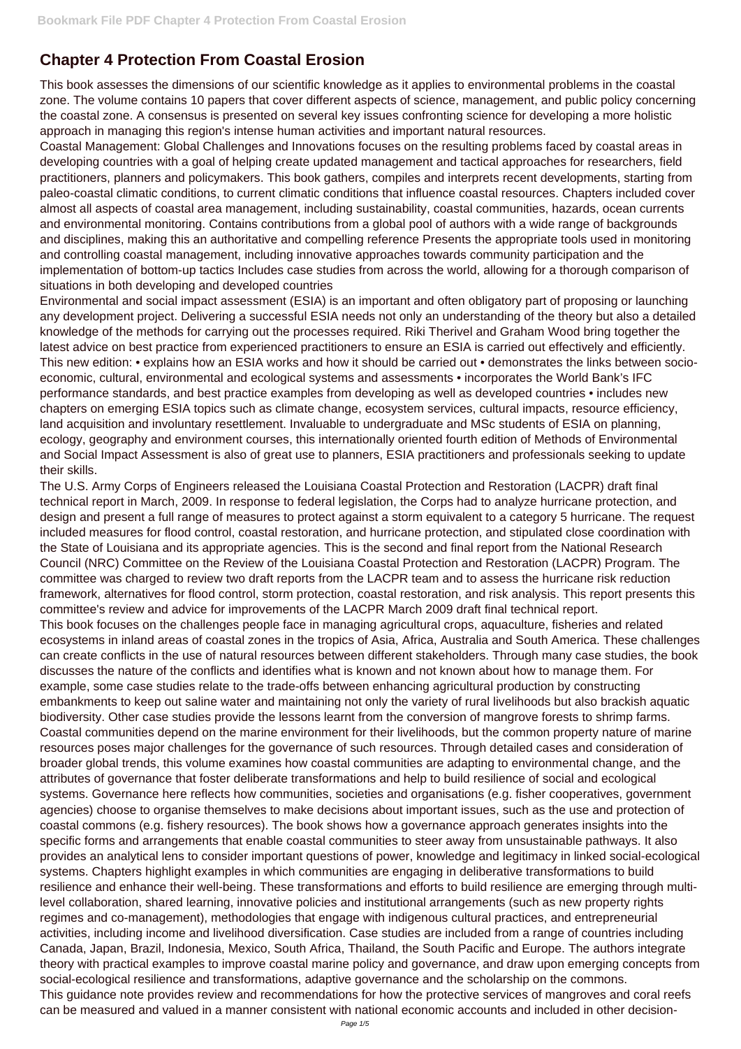# Chapter 4 Protection From Coastal Erosion

This book assesses the dimensions of our scientific knowledge as it applies to environmental problems in the coastal zone. The volume contains 10 papers that cover different aspects of science, management, and public policy concerning the coastal zone. A consensus is presented on several key issues confronting science for developing a more holistic approach in managing this region's intense human activities and important natural resources.

Coastal Management: Global Challenges and Innovations focuses on the resulting problems faced by coastal areas in developing countries with a goal of helping create updated management and tactical approaches for researchers, field practitioners, planners and policymakers. This book gathers, compiles and interprets recent developments, starting from paleo-coastal climatic conditions, to current climatic conditions that influence coastal resources. Chapters included cover almost all aspects of coastal area management, including sustainability, coastal communities, hazards, ocean currents and environmental monitoring. Contains contributions from a global pool of authors with a wide range of backgrounds and disciplines, making this an authoritative and compelling reference Presents the appropriate tools used in monitoring and controlling coastal management, including innovative approaches towards community participation and the implementation of bottom-up tactics Includes case studies from across the world, allowing for a thorough comparison of situations in both developing and developed countries

Environmental and social impact assessment (ESIA) is an important and often obligatory part of proposing or launching any development project. Delivering a successful ESIA needs not only an understanding of the theory but also a detailed knowledge of the methods for carrying out the processes required. Riki Therivel and Graham Wood bring together the latest advice on best practice from experienced practitioners to ensure an ESIA is carried out effectively and efficiently. This new edition: • explains how an ESIA works and how it should be carried out • demonstrates the links between socio-economic, cultural, environmental and ecological systems and assessments • incorporates the World Bank's IFC performance standards, and best practice examples from developing as well as developed countries • includes new chapters on emerging ESIA topics such as climate change, ecosystem services, cultural impacts, resource efficiency, land acquisition and involuntary resettlement. Invaluable to undergraduate and MSc students of ESIA on planning, ecology, geography and environment courses, this internationally oriented fourth edition of Methods of Environmental and Social Impact Assessment is also of great use to planners, ESIA practitioners and professionals seeking to update their skills.

The U.S. Army Corps of Engineers released the Louisiana Coastal Protection and Restoration (LACPR) draft final technical report in March, 2009. In response to federal legislation, the Corps had to analyze hurricane protection, and design and present a full range of measures to protect against a storm equivalent to a category 5 hurricane. The request included measures for flood control, coastal restoration, and hurricane protection, and stipulated close coordination with the State of Louisiana and its appropriate agencies. This is the second and final report from the National Research Council (NRC) Committee on the Review of the Louisiana Coastal Protection and Restoration (LACPR) Program. The committee was charged to review two draft reports from the LACPR team and to assess the hurricane risk reduction framework, alternatives for flood control, storm protection, coastal restoration, and risk analysis. This report presents this committee's review and advice for improvements of the LACPR March 2009 draft final technical report.

This book focuses on the challenges people face in managing agricultural crops, aquaculture, fisheries and related ecosystems in inland areas of coastal zones in the tropics of Asia, Africa, Australia and South America. These challenges can create conflicts in the use of natural resources between different stakeholders. Through many case studies, the book discusses the nature of the conflicts and identifies what is known and not known about how to manage them. For example, some case studies relate to the trade-offs between enhancing agricultural production by constructing embankments to keep out saline water and maintaining not only the variety of rural livelihoods but also brackish aquatic biodiversity. Other case studies provide the lessons learnt from the conversion of mangrove forests to shrimp farms.

Coastal communities depend on the marine environment for their livelihoods, but the common property nature of marine resources poses major challenges for the governance of such resources. Through detailed cases and consideration of broader global trends, this volume examines how coastal communities are adapting to environmental change, and the attributes of governance that foster deliberate transformations and help to build resilience of social and ecological systems. Governance here reflects how communities, societies and organisations (e.g. fisher cooperatives, government agencies) choose to organise themselves to make decisions about important issues, such as the use and protection of coastal commons (e.g. fishery resources). The book shows how a governance approach generates insights into the specific forms and arrangements that enable coastal communities to steer away from unsustainable pathways. It also provides an analytical lens to consider important questions of power, knowledge and legitimacy in linked social-ecological systems. Chapters highlight examples in which communities are engaging in deliberative transformations to build resilience and enhance their well-being. These transformations and efforts to build resilience are emerging through multi-level collaboration, shared learning, innovative policies and institutional arrangements (such as new property rights regimes and co-management), methodologies that engage with indigenous cultural practices, and entrepreneurial activities, including income and livelihood diversification. Case studies are included from a range of countries including Canada, Japan, Brazil, Indonesia, Mexico, South Africa, Thailand, the South Pacific and Europe. The authors integrate theory with practical examples to improve coastal marine policy and governance, and draw upon emerging concepts from social-ecological resilience and transformations, adaptive governance and the scholarship on the commons.

This guidance note provides review and recommendations for how the protective services of mangroves and coral reefs can be measured and valued in a manner consistent with national economic accounts and included in other decision-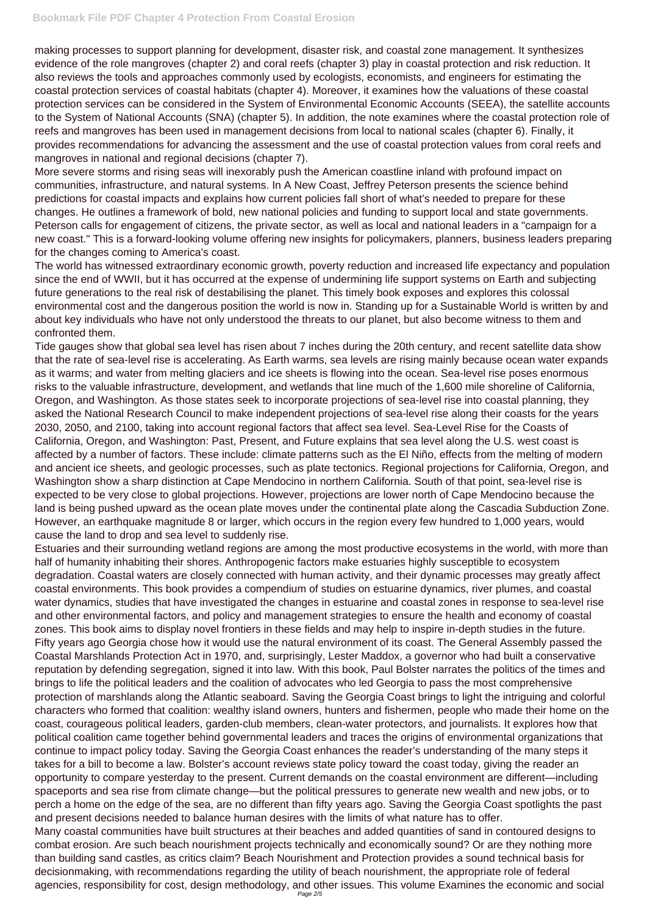making processes to support planning for development, disaster risk, and coastal zone management. It synthesizes evidence of the role mangroves (chapter 2) and coral reefs (chapter 3) play in coastal protection and risk reduction. It also reviews the tools and approaches commonly used by ecologists, economists, and engineers for estimating the coastal protection services of coastal habitats (chapter 4). Moreover, it examines how the valuations of these coastal protection services can be considered in the System of Environmental Economic Accounts (SEEA), the satellite accounts to the System of National Accounts (SNA) (chapter 5). In addition, the note examines where the coastal protection role of reefs and mangroves has been used in management decisions from local to national scales (chapter 6). Finally, it provides recommendations for advancing the assessment and the use of coastal protection values from coral reefs and mangroves in national and regional decisions (chapter 7).

More severe storms and rising seas will inexorably push the American coastline inland with profound impact on communities, infrastructure, and natural systems. In A New Coast, Jeffrey Peterson presents the science behind predictions for coastal impacts and explains how current policies fall short of what's needed to prepare for these changes. He outlines a framework of bold, new national policies and funding to support local and state governments. Peterson calls for engagement of citizens, the private sector, as well as local and national leaders in a "campaign for a new coast." This is a forward-looking volume offering new insights for policymakers, planners, business leaders preparing for the changes coming to America's coast.

The world has witnessed extraordinary economic growth, poverty reduction and increased life expectancy and population since the end of WWII, but it has occurred at the expense of undermining life support systems on Earth and subjecting future generations to the real risk of destabilising the planet. This timely book exposes and explores this colossal environmental cost and the dangerous position the world is now in. Standing up for a Sustainable World is written by and about key individuals who have not only understood the threats to our planet, but also become witness to them and confronted them.

Tide gauges show that global sea level has risen about 7 inches during the 20th century, and recent satellite data show that the rate of sea-level rise is accelerating. As Earth warms, sea levels are rising mainly because ocean water expands as it warms; and water from melting glaciers and ice sheets is flowing into the ocean. Sea-level rise poses enormous risks to the valuable infrastructure, development, and wetlands that line much of the 1,600 mile shoreline of California, Oregon, and Washington. As those states seek to incorporate projections of sea-level rise into coastal planning, they asked the National Research Council to make independent projections of sea-level rise along their coasts for the years 2030, 2050, and 2100, taking into account regional factors that affect sea level. Sea-Level Rise for the Coasts of California, Oregon, and Washington: Past, Present, and Future explains that sea level along the U.S. west coast is affected by a number of factors. These include: climate patterns such as the El Niño, effects from the melting of modern and ancient ice sheets, and geologic processes, such as plate tectonics. Regional projections for California, Oregon, and Washington show a sharp distinction at Cape Mendocino in northern California. South of that point, sea-level rise is expected to be very close to global projections. However, projections are lower north of Cape Mendocino because the land is being pushed upward as the ocean plate moves under the continental plate along the Cascadia Subduction Zone. However, an earthquake magnitude 8 or larger, which occurs in the region every few hundred to 1,000 years, would cause the land to drop and sea level to suddenly rise.

Estuaries and their surrounding wetland regions are among the most productive ecosystems in the world, with more than half of humanity inhabiting their shores. Anthropogenic factors make estuaries highly susceptible to ecosystem degradation. Coastal waters are closely connected with human activity, and their dynamic processes may greatly affect coastal environments. This book provides a compendium of studies on estuarine dynamics, river plumes, and coastal water dynamics, studies that have investigated the changes in estuarine and coastal zones in response to sea-level rise and other environmental factors, and policy and management strategies to ensure the health and economy of coastal zones. This book aims to display novel frontiers in these fields and may help to inspire in-depth studies in the future.

Fifty years ago Georgia chose how it would use the natural environment of its coast. The General Assembly passed the Coastal Marshlands Protection Act in 1970, and, surprisingly, Lester Maddox, a governor who had built a conservative reputation by defending segregation, signed it into law. With this book, Paul Bolster narrates the politics of the times and brings to life the political leaders and the coalition of advocates who led Georgia to pass the most comprehensive protection of marshlands along the Atlantic seaboard. Saving the Georgia Coast brings to light the intriguing and colorful characters who formed that coalition: wealthy island owners, hunters and fishermen, people who made their home on the coast, courageous political leaders, garden-club members, clean-water protectors, and journalists. It explores how that political coalition came together behind governmental leaders and traces the origins of environmental organizations that continue to impact policy today. Saving the Georgia Coast enhances the reader's understanding of the many steps it takes for a bill to become a law. Bolster's account reviews state policy toward the coast today, giving the reader an opportunity to compare yesterday to the present. Current demands on the coastal environment are different—including spaceports and sea rise from climate change—but the political pressures to generate new wealth and new jobs, or to perch a home on the edge of the sea, are no different than fifty years ago. Saving the Georgia Coast spotlights the past and present decisions needed to balance human desires with the limits of what nature has to offer.

Many coastal communities have built structures at their beaches and added quantities of sand in contoured designs to combat erosion. Are such beach nourishment projects technically and economically sound? Or are they nothing more than building sand castles, as critics claim? Beach Nourishment and Protection provides a sound technical basis for decisionmaking, with recommendations regarding the utility of beach nourishment, the appropriate role of federal agencies, responsibility for cost, design methodology, and other issues. This volume Examines the economic and social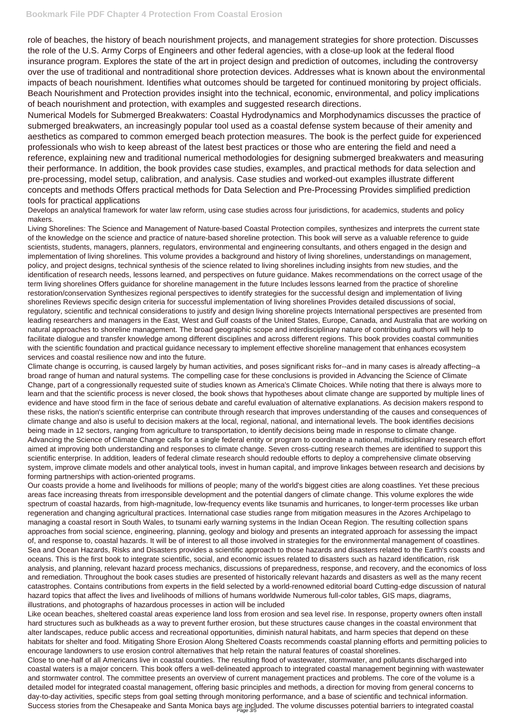role of beaches, the history of beach nourishment projects, and management strategies for shore protection. Discusses the role of the U.S. Army Corps of Engineers and other federal agencies, with a close-up look at the federal flood insurance program. Explores the state of the art in project design and prediction of outcomes, including the controversy over the use of traditional and nontraditional shore protection devices. Addresses what is known about the environmental impacts of beach nourishment. Identifies what outcomes should be targeted for continued monitoring by project officials. Beach Nourishment and Protection provides insight into the technical, economic, environmental, and policy implications of beach nourishment and protection, with examples and suggested research directions.

Numerical Models for Submerged Breakwaters: Coastal Hydrodynamics and Morphodynamics discusses the practice of submerged breakwaters, an increasingly popular tool used as a coastal defense system because of their amenity and aesthetics as compared to common emerged beach protection measures. The book is the perfect guide for experienced professionals who wish to keep abreast of the latest best practices or those who are entering the field and need a reference, explaining new and traditional numerical methodologies for designing submerged breakwaters and measuring their performance. In addition, the book provides case studies, examples, and practical methods for data selection and pre-processing, model setup, calibration, and analysis. Case studies and worked-out examples illustrate different concepts and methods Offers practical methods for Data Selection and Pre-Processing Provides simplified prediction tools for practical applications

Develops an analytical framework for water law reform, using case studies across four jurisdictions, for academics, students and policy makers.

Living Shorelines: The Science and Management of Nature-based Coastal Protection compiles, synthesizes and interprets the current state of the knowledge on the science and practice of nature-based shoreline protection. This book will serve as a valuable reference to guide scientists, students, managers, planners, regulators, environmental and engineering consultants, and others engaged in the design and implementation of living shorelines. This volume provides a background and history of living shorelines, understandings on management, policy, and project designs, technical synthesis of the science related to living shorelines including insights from new studies, and the identification of research needs, lessons learned, and perspectives on future guidance. Makes recommendations on the correct usage of the term living shorelines Offers guidance for shoreline management in the future Includes lessons learned from the practice of shoreline restoration/conservation Synthesizes regional perspectives to identify strategies for the successful design and implementation of living shorelines Reviews specific design criteria for successful implementation of living shorelines Provides detailed discussions of social, regulatory, scientific and technical considerations to justify and design living shoreline projects International perspectives are presented from leading researchers and managers in the East, West and Gulf coasts of the United States, Europe, Canada, and Australia that are working on natural approaches to shoreline management. The broad geographic scope and interdisciplinary nature of contributing authors will help to facilitate dialogue and transfer knowledge among different disciplines and across different regions. This book provides coastal communities with the scientific foundation and practical guidance necessary to implement effective shoreline management that enhances ecosystem services and coastal resilience now and into the future.

Climate change is occurring, is caused largely by human activities, and poses significant risks for--and in many cases is already affecting--a broad range of human and natural systems. The compelling case for these conclusions is provided in Advancing the Science of Climate Change, part of a congressionally requested suite of studies known as America's Climate Choices. While noting that there is always more to learn and that the scientific process is never closed, the book shows that hypotheses about climate change are supported by multiple lines of evidence and have stood firm in the face of serious debate and careful evaluation of alternative explanations. As decision makers respond to these risks, the nation's scientific enterprise can contribute through research that improves understanding of the causes and consequences of climate change and also is useful to decision makers at the local, regional, national, and international levels. The book identifies decisions being made in 12 sectors, ranging from agriculture to transportation, to identify decisions being made in response to climate change. Advancing the Science of Climate Change calls for a single federal entity or program to coordinate a national, multidisciplinary research effort aimed at improving both understanding and responses to climate change. Seven cross-cutting research themes are identified to support this scientific enterprise. In addition, leaders of federal climate research should redouble efforts to deploy a comprehensive climate observing system, improve climate models and other analytical tools, invest in human capital, and improve linkages between research and decisions by forming partnerships with action-oriented programs.

Our coasts provide a home and livelihoods for millions of people; many of the world's biggest cities are along coastlines. Yet these precious areas face increasing threats from irresponsible development and the potential dangers of climate change. This volume explores the wide spectrum of coastal hazards, from high-magnitude, low-frequency events like tsunamis and hurricanes, to longer-term processes like urban regeneration and changing agricultural practices. International case studies range from mitigation measures in the Azores Archipelago to managing a coastal resort in South Wales, to tsunami early warning systems in the Indian Ocean Region. The resulting collection spans approaches from social science, engineering, planning, geology and biology and presents an integrated approach for assessing the impact of, and response to, coastal hazards. It will be of interest to all those involved in strategies for the environmental management of coastlines.

Sea and Ocean Hazards, Risks and Disasters provides a scientific approach to those hazards and disasters related to the Earth's coasts and oceans. This is the first book to integrate scientific, social, and economic issues related to disasters such as hazard identification, risk analysis, and planning, relevant hazard process mechanics, discussions of preparedness, response, and recovery, and the economics of loss and remediation. Throughout the book cases studies are presented of historically relevant hazards and disasters as well as the many recent catastrophes. Contains contributions from experts in the field selected by a world-renowned editorial board Cutting-edge discussion of natural hazard topics that affect the lives and livelihoods of millions of humans worldwide Numerous full-color tables, GIS maps, diagrams, illustrations, and photographs of hazardous processes in action will be included

Like ocean beaches, sheltered coastal areas experience land loss from erosion and sea level rise. In response, property owners often install hard structures such as bulkheads as a way to prevent further erosion, but these structures cause changes in the coastal environment that alter landscapes, reduce public access and recreational opportunities, diminish natural habitats, and harm species that depend on these habitats for shelter and food. Mitigating Shore Erosion Along Sheltered Coasts recommends coastal planning efforts and permitting policies to encourage landowners to use erosion control alternatives that help retain the natural features of coastal shorelines.

Close to one-half of all Americans live in coastal counties. The resulting flood of wastewater, stormwater, and pollutants discharged into coastal waters is a major concern. This book offers a well-delineated approach to integrated coastal management beginning with wastewater and stormwater control. The committee presents an overview of current management practices and problems. The core of the volume is a detailed model for integrated coastal management, offering basic principles and methods, a direction for moving from general concerns to day-to-day activities, specific steps from goal setting through monitoring performance, and a base of scientific and technical information. Success stories from the Chesapeake and Santa Monica bays are included. The volume discusses potential barriers to integrated coastal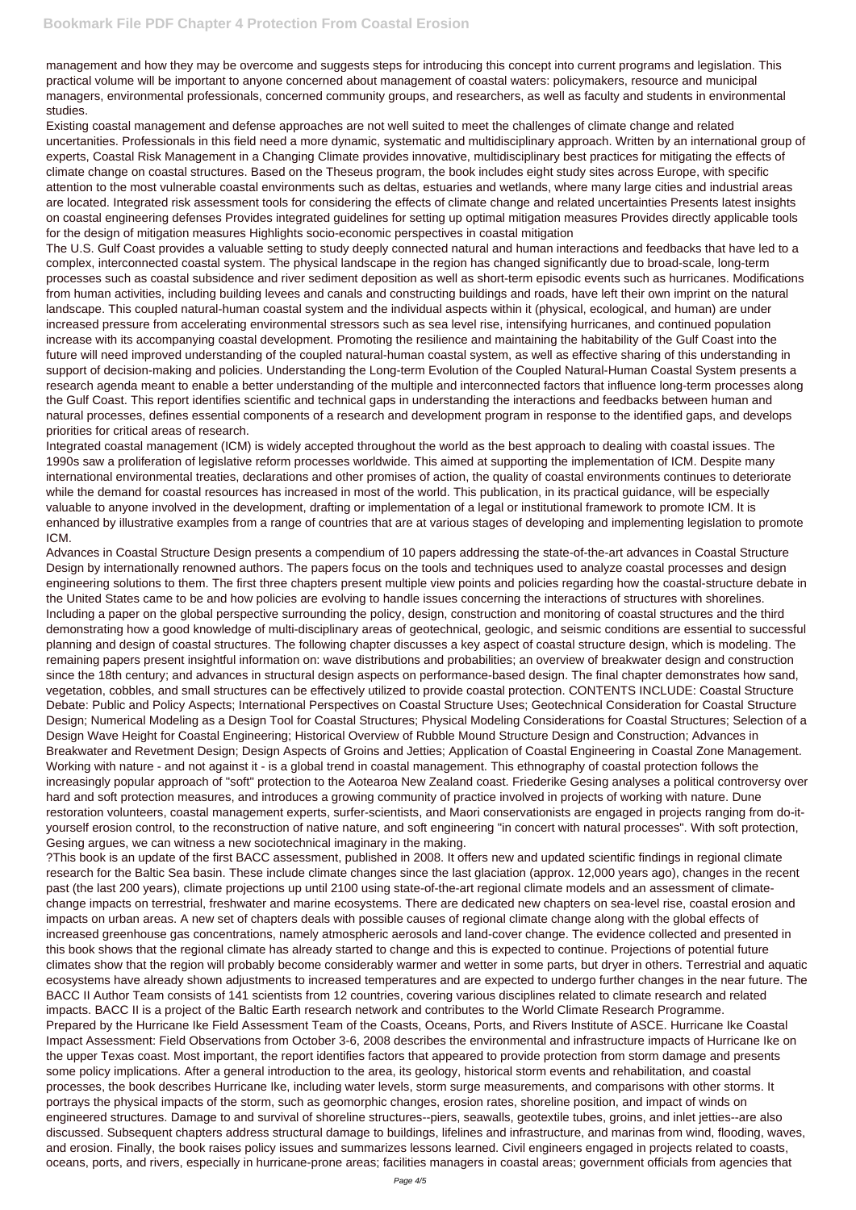management and how they may be overcome and suggests steps for introducing this concept into current programs and legislation. This practical volume will be important to anyone concerned about management of coastal waters: policymakers, resource and municipal managers, environmental professionals, concerned community groups, and researchers, as well as faculty and students in environmental studies.

Existing coastal management and defense approaches are not well suited to meet the challenges of climate change and related uncertainties. Professionals in this field need a more dynamic, systematic and multidisciplinary approach. Written by an international group of experts, Coastal Risk Management in a Changing Climate provides innovative, multidisciplinary best practices for mitigating the effects of climate change on coastal structures. Based on the Theseus program, the book includes eight study sites across Europe, with specific attention to the most vulnerable coastal environments such as deltas, estuaries and wetlands, where many large cities and industrial areas are located. Integrated risk assessment tools for considering the effects of climate change and related uncertainties Presents latest insights on coastal engineering defenses Provides integrated guidelines for setting up optimal mitigation measures Provides directly applicable tools for the design of mitigation measures Highlights socio-economic perspectives in coastal mitigation

The U.S. Gulf Coast provides a valuable setting to study deeply connected natural and human interactions and feedbacks that have led to a complex, interconnected coastal system. The physical landscape in the region has changed significantly due to broad-scale, long-term processes such as coastal subsidence and river sediment deposition as well as short-term episodic events such as hurricanes. Modifications from human activities, including building levees and canals and constructing buildings and roads, have left their own imprint on the natural landscape. This coupled natural-human coastal system and the individual aspects within it (physical, ecological, and human) are under increased pressure from accelerating environmental stressors such as sea level rise, intensifying hurricanes, and continued population increase with its accompanying coastal development. Promoting the resilience and maintaining the habitability of the Gulf Coast into the future will need improved understanding of the coupled natural-human coastal system, as well as effective sharing of this understanding in support of decision-making and policies. Understanding the Long-term Evolution of the Coupled Natural-Human Coastal System presents a research agenda meant to enable a better understanding of the multiple and interconnected factors that influence long-term processes along the Gulf Coast. This report identifies scientific and technical gaps in understanding the interactions and feedbacks between human and natural processes, defines essential components of a research and development program in response to the identified gaps, and develops priorities for critical areas of research.

Integrated coastal management (ICM) is widely accepted throughout the world as the best approach to dealing with coastal issues. The 1990s saw a proliferation of legislative reform processes worldwide. This aimed at supporting the implementation of ICM. Despite many international environmental treaties, declarations and other promises of action, the quality of coastal environments continues to deteriorate while the demand for coastal resources has increased in most of the world. This publication, in its practical guidance, will be especially valuable to anyone involved in the development, drafting or implementation of a legal or institutional framework to promote ICM. It is enhanced by illustrative examples from a range of countries that are at various stages of developing and implementing legislation to promote ICM.

Advances in Coastal Structure Design presents a compendium of 10 papers addressing the state-of-the-art advances in Coastal Structure Design by internationally renowned authors. The papers focus on the tools and techniques used to analyze coastal processes and design engineering solutions to them. The first three chapters present multiple view points and policies regarding how the coastal-structure debate in the United States came to be and how policies are evolving to handle issues concerning the interactions of structures with shorelines. Including a paper on the global perspective surrounding the policy, design, construction and monitoring of coastal structures and the third demonstrating how a good knowledge of multi-disciplinary areas of geotechnical, geologic, and seismic conditions are essential to successful planning and design of coastal structures. The following chapter discusses a key aspect of coastal structure design, which is modeling. The remaining papers present insightful information on: wave distributions and probabilities; an overview of breakwater design and construction since the 18th century; and advances in structural design aspects on performance-based design. The final chapter demonstrates how sand, vegetation, cobbles, and small structures can be effectively utilized to provide coastal protection. CONTENTS INCLUDE: Coastal Structure Debate: Public and Policy Aspects; International Perspectives on Coastal Structure Uses; Geotechnical Consideration for Coastal Structure Design; Numerical Modeling as a Design Tool for Coastal Structures; Physical Modeling Considerations for Coastal Structures; Selection of a Design Wave Height for Coastal Engineering; Historical Overview of Rubble Mound Structure Design and Construction; Advances in Breakwater and Revetment Design; Design Aspects of Groins and Jetties; Application of Coastal Engineering in Coastal Zone Management.

Working with nature - and not against it - is a global trend in coastal management. This ethnography of coastal protection follows the increasingly popular approach of "soft" protection to the Aotearoa New Zealand coast. Friederike Gesing analyses a political controversy over hard and soft protection measures, and introduces a growing community of practice involved in projects of working with nature. Dune restoration volunteers, coastal management experts, surfer-scientists, and Maori conservationists are engaged in projects ranging from do-it-yourself erosion control, to the reconstruction of native nature, and soft engineering "in concert with natural processes". With soft protection, Gesing argues, we can witness a new sociotechnical imaginary in the making.

?This book is an update of the first BACC assessment, published in 2008. It offers new and updated scientific findings in regional climate research for the Baltic Sea basin. These include climate changes since the last glaciation (approx. 12,000 years ago), changes in the recent past (the last 200 years), climate projections up until 2100 using state-of-the-art regional climate models and an assessment of climate-change impacts on terrestrial, freshwater and marine ecosystems. There are dedicated new chapters on sea-level rise, coastal erosion and impacts on urban areas. A new set of chapters deals with possible causes of regional climate change along with the global effects of increased greenhouse gas concentrations, namely atmospheric aerosols and land-cover change. The evidence collected and presented in this book shows that the regional climate has already started to change and this is expected to continue. Projections of potential future climates show that the region will probably become considerably warmer and wetter in some parts, but dryer in others. Terrestrial and aquatic ecosystems have already shown adjustments to increased temperatures and are expected to undergo further changes in the near future. The BACC II Author Team consists of 141 scientists from 12 countries, covering various disciplines related to climate research and related impacts. BACC II is a project of the Baltic Earth research network and contributes to the World Climate Research Programme.

Prepared by the Hurricane Ike Field Assessment Team of the Coasts, Oceans, Ports, and Rivers Institute of ASCE. Hurricane Ike Coastal Impact Assessment: Field Observations from October 3-6, 2008 describes the environmental and infrastructure impacts of Hurricane Ike on the upper Texas coast. Most important, the report identifies factors that appeared to provide protection from storm damage and presents some policy implications. After a general introduction to the area, its geology, historical storm events and rehabilitation, and coastal processes, the book describes Hurricane Ike, including water levels, storm surge measurements, and comparisons with other storms. It portrays the physical impacts of the storm, such as geomorphic changes, erosion rates, shoreline position, and impact of winds on engineered structures. Damage to and survival of shoreline structures--piers, seawalls, geotextile tubes, groins, and inlet jetties--are also discussed. Subsequent chapters address structural damage to buildings, lifelines and infrastructure, and marinas from wind, flooding, waves, and erosion. Finally, the book raises policy issues and summarizes lessons learned. Civil engineers engaged in projects related to coasts, oceans, ports, and rivers, especially in hurricane-prone areas; facilities managers in coastal areas; government officials from agencies that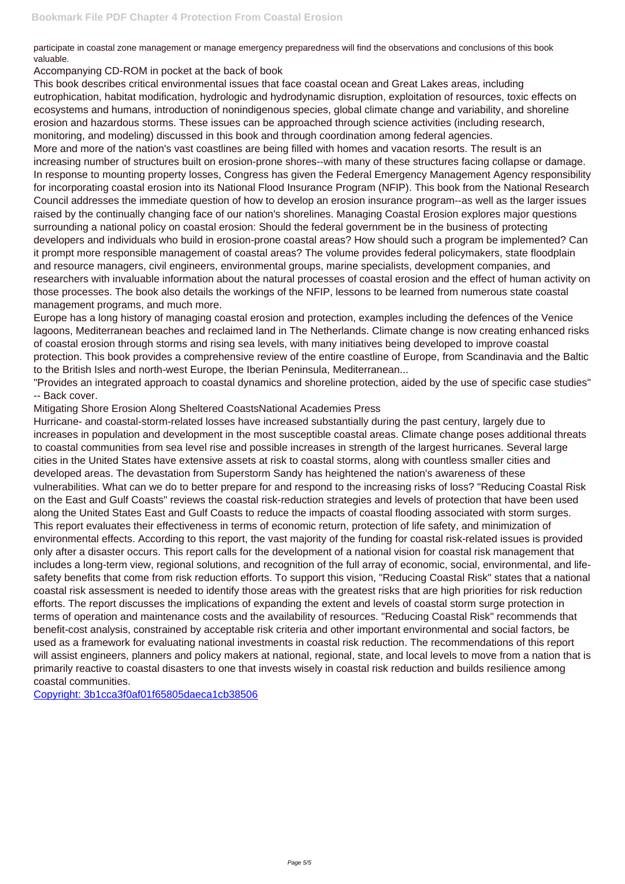participate in coastal zone management or manage emergency preparedness will find the observations and conclusions of this book valuable.

Accompanying CD-ROM in pocket at the back of book

This book describes critical environmental issues that face coastal ocean and Great Lakes areas, including eutrophication, habitat modification, hydrologic and hydrodynamic disruption, exploitation of resources, toxic effects on ecosystems and humans, introduction of nonindigenous species, global climate change and variability, and shoreline erosion and hazardous storms. These issues can be approached through science activities (including research, monitoring, and modeling) discussed in this book and through coordination among federal agencies.

More and more of the nation's vast coastlines are being filled with homes and vacation resorts. The result is an increasing number of structures built on erosion-prone shores--with many of these structures facing collapse or damage. In response to mounting property losses, Congress has given the Federal Emergency Management Agency responsibility for incorporating coastal erosion into its National Flood Insurance Program (NFIP). This book from the National Research Council addresses the immediate question of how to develop an erosion insurance program--as well as the larger issues raised by the continually changing face of our nation's shorelines. Managing Coastal Erosion explores major questions surrounding a national policy on coastal erosion: Should the federal government be in the business of protecting developers and individuals who build in erosion-prone coastal areas? How should such a program be implemented? Can it prompt more responsible management of coastal areas? The volume provides federal policymakers, state floodplain and resource managers, civil engineers, environmental groups, marine specialists, development companies, and researchers with invaluable information about the natural processes of coastal erosion and the effect of human activity on those processes. The book also details the workings of the NFIP, lessons to be learned from numerous state coastal management programs, and much more.

Europe has a long history of managing coastal erosion and protection, examples including the defences of the Venice lagoons, Mediterranean beaches and reclaimed land in The Netherlands. Climate change is now creating enhanced risks of coastal erosion through storms and rising sea levels, with many initiatives being developed to improve coastal protection. This book provides a comprehensive review of the entire coastline of Europe, from Scandinavia and the Baltic to the British Isles and north-west Europe, the Iberian Peninsula, Mediterranean...

"Provides an integrated approach to coastal dynamics and shoreline protection, aided by the use of specific case studies" -- Back cover.

Mitigating Shore Erosion Along Sheltered CoastsNational Academies Press

Hurricane- and coastal-storm-related losses have increased substantially during the past century, largely due to increases in population and development in the most susceptible coastal areas. Climate change poses additional threats to coastal communities from sea level rise and possible increases in strength of the largest hurricanes. Several large cities in the United States have extensive assets at risk to coastal storms, along with countless smaller cities and developed areas. The devastation from Superstorm Sandy has heightened the nation's awareness of these vulnerabilities. What can we do to better prepare for and respond to the increasing risks of loss? "Reducing Coastal Risk on the East and Gulf Coasts" reviews the coastal risk-reduction strategies and levels of protection that have been used along the United States East and Gulf Coasts to reduce the impacts of coastal flooding associated with storm surges. This report evaluates their effectiveness in terms of economic return, protection of life safety, and minimization of environmental effects. According to this report, the vast majority of the funding for coastal risk-related issues is provided only after a disaster occurs. This report calls for the development of a national vision for coastal risk management that includes a long-term view, regional solutions, and recognition of the full array of economic, social, environmental, and life-safety benefits that come from risk reduction efforts. To support this vision, "Reducing Coastal Risk" states that a national coastal risk assessment is needed to identify those areas with the greatest risks that are high priorities for risk reduction efforts. The report discusses the implications of expanding the extent and levels of coastal storm surge protection in terms of operation and maintenance costs and the availability of resources. "Reducing Coastal Risk" recommends that benefit-cost analysis, constrained by acceptable risk criteria and other important environmental and social factors, be used as a framework for evaluating national investments in coastal risk reduction. The recommendations of this report will assist engineers, planners and policy makers at national, regional, state, and local levels to move from a nation that is primarily reactive to coastal disasters to one that invests wisely in coastal risk reduction and builds resilience among coastal communities.

Copyright: 3b1cca3f0af01f65805daeca1cb38506